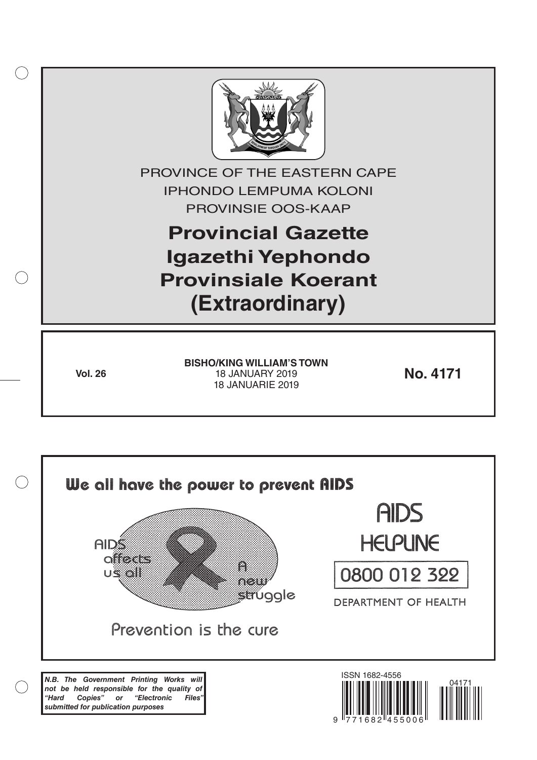PROVINCE OF THE EASTERN CAPE

IPHONDO LEMPUMA KOLONI

PROVINSIE OOS-KAAP

# Provincial Gazette
# Igazethi Yephondo
# Provinsiale Koerant
# (Extraordinary)

**Vol. 26**

**BISHO/KING WILLIAM'S TOWN**
18 JANUARY 2019
18 JANUARIE 2019

**No. 4171**

We all have the power to prevent AIDS

AIDS affects us all

A new struggle

Prevention is the cure

AIDS HELPLINE

0800 012 322

DEPARTMENT OF HEALTH

***N.B. The Government Printing Works will not be held responsible for the quality of "Hard Copies" or "Electronic Files" submitted for publication purposes***

ISSN 1682-4556

9 771682 455006

04171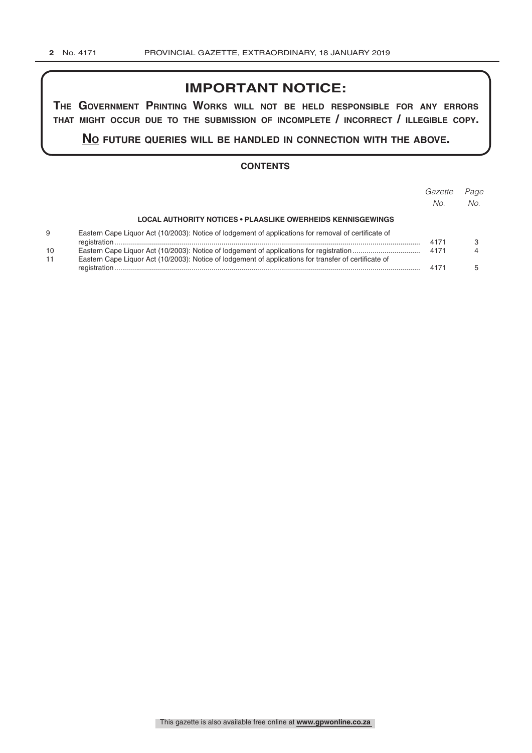# IMPORTANT NOTICE:

**THE GOVERNMENT PRINTING WORKS WILL NOT BE HELD RESPONSIBLE FOR ANY ERRORS THAT MIGHT OCCUR DUE TO THE SUBMISSION OF INCOMPLETE / INCORRECT / ILLEGIBLE COPY.**

**NO FUTURE QUERIES WILL BE HANDLED IN CONNECTION WITH THE ABOVE.**

## CONTENTS

| | | *Gazette No.* | *Page No.* |
|---|---|---|---|
| | **LOCAL AUTHORITY NOTICES • PLAASLIKE OWERHEIDS KENNISGEWINGS** | | |
| 9 | Eastern Cape Liquor Act (10/2003): Notice of lodgement of applications for removal of certificate of registration | 4171 | 3 |
| 10 | Eastern Cape Liquor Act (10/2003): Notice of lodgement of applications for registration | 4171 | 4 |
| 11 | Eastern Cape Liquor Act (10/2003): Notice of lodgement of applications for transfer of certificate of registration | 4171 | 5 |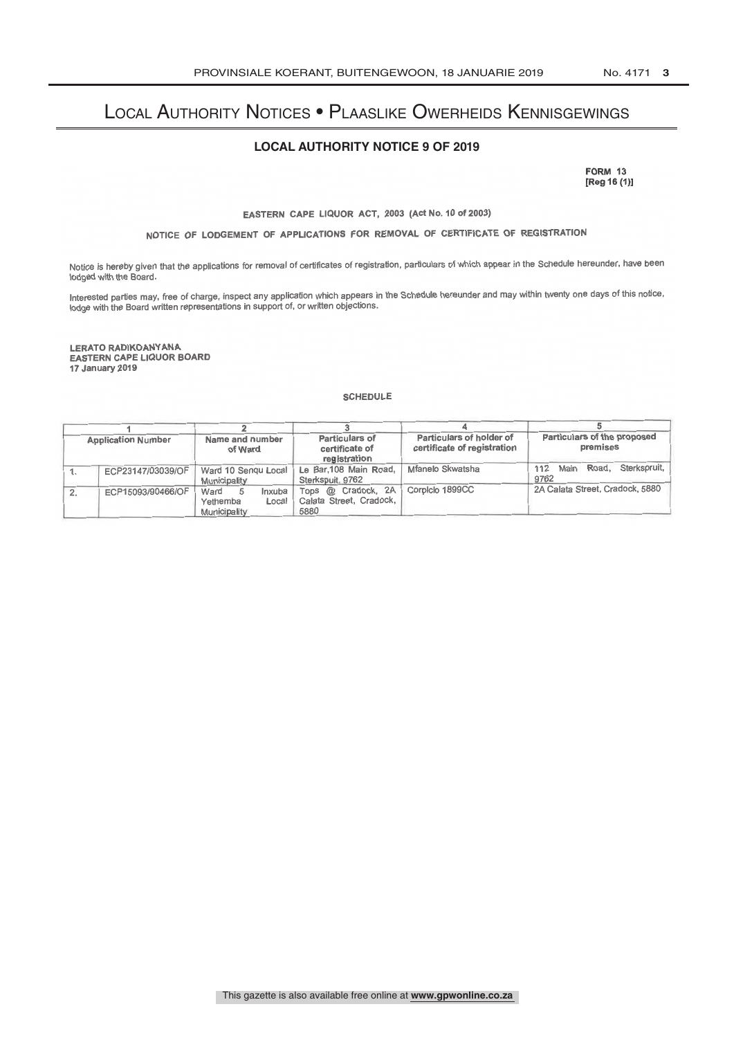# LOCAL AUTHORITY NOTICES • PLAASLIKE OWERHEIDS KENNISGEWINGS

## LOCAL AUTHORITY NOTICE 9 OF 2019

**FORM 13**
**[Reg 16 (1)]**

EASTERN CAPE LIQUOR ACT, 2003 (Act No. 10 of 2003)

NOTICE OF LODGEMENT OF APPLICATIONS FOR REMOVAL OF CERTIFICATE OF REGISTRATION

Notice is hereby given that the applications for removal of certificates of registration, particulars of which appear in the Schedule hereunder, have been lodged with the Board.

Interested parties may, free of charge, inspect any application which appears in the Schedule hereunder and may within twenty one days of this notice, lodge with the Board written representations in support of, or written objections.

**LERATO RADIKOANYANA**
**EASTERN CAPE LIQUOR BOARD**
**17 January 2019**

SCHEDULE

| 1 | | 2 | 3 | 4 | 5 |
|---|---|---|---|---|---|
| Application Number | | Name and number of Ward | Particulars of certificate of registration | Particulars of holder of certificate of registration | Particulars of the proposed premises |
| 1. | ECP23147/03039/OF | Ward 10 Senqu Local Municipality | Le Bar,108 Main Road, Sterkspuit, 9762 | Mfanelo Skwatsha | 112 Main Road, Sterkspruit, 9762 |
| 2. | ECP15093/90466/OF | Ward 5 Inxuba Yethemba Local Municipality | Tops @ Cradock, 2A Calata Street, Cradock, 5880 | Corpiclo 1899CC | 2A Calata Street, Cradock, 5880 |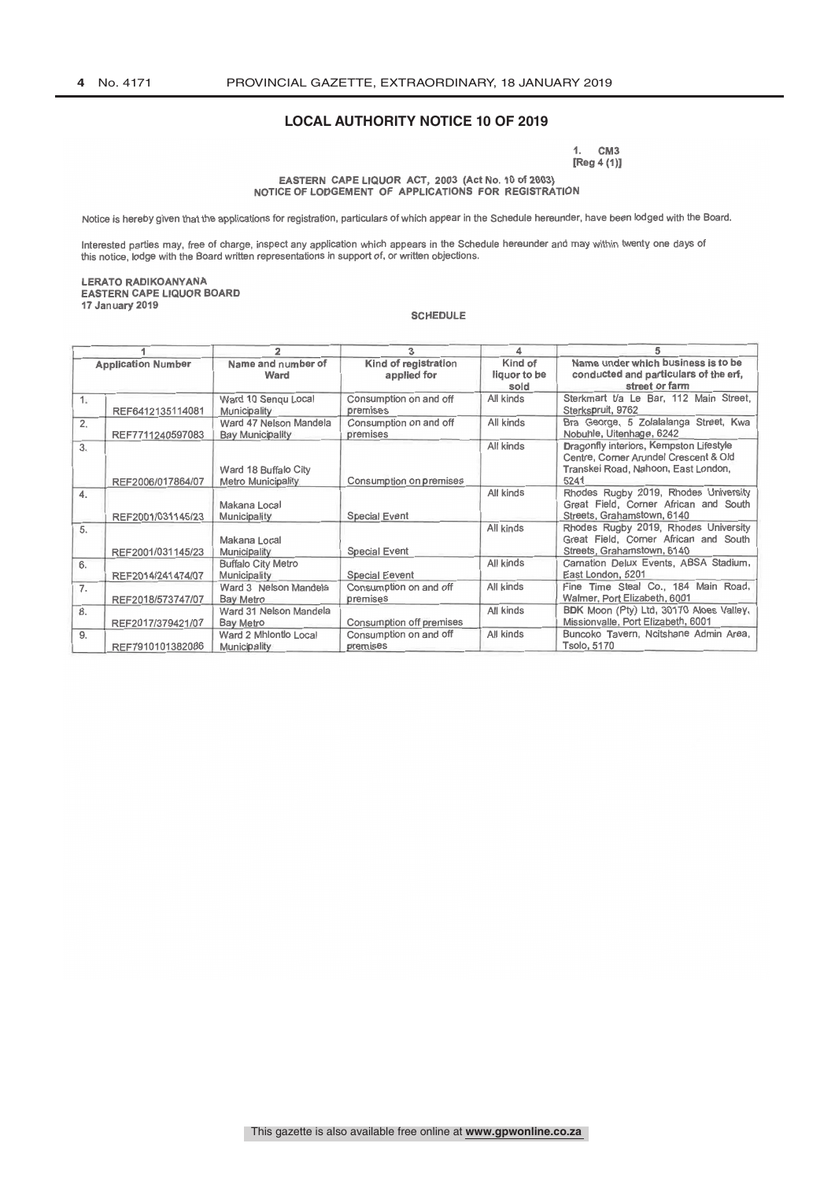## LOCAL AUTHORITY NOTICE 10 OF 2019

1. CM3
[Reg 4 (1)]

**EASTERN CAPE LIQUOR ACT, 2003 (Act No. 10 of 2003)**
**NOTICE OF LODGEMENT OF APPLICATIONS FOR REGISTRATION**

Notice is hereby given that the applications for registration, particulars of which appear in the Schedule hereunder, have been lodged with the Board.

Interested parties may, free of charge, inspect any application which appears in the Schedule hereunder and may within twenty one days of this notice, lodge with the Board written representations in support of, or written objections.

**LERATO RADIKOANYANA**
**EASTERN CAPE LIQUOR BOARD**
**17 January 2019**

**SCHEDULE**

| 1 | | 2 | 3 | 4 | 5 |
|---|---|---|---|---|---|
| Application Number | | Name and number of Ward | Kind of registration applied for | Kind of liquor to be sold | Name under which business is to be conducted and particulars of the erf, street or farm |
| 1. | REF6412135114081 | Ward 10 Senqu Local Municipality | Consumption on and off premises | All kinds | Sterkmart t/a Le Bar, 112 Main Street, Sterkspruit, 9762 |
| 2. | REF7711240597083 | Ward 47 Nelson Mandela Bay Municipality | Consumption on and off premises | All kinds | Bra George, 5 Zolalalanga Street, Kwa Nobuhle, Uitenhage, 6242 |
| 3. | REF2006/017864/07 | Ward 18 Buffalo City Metro Municipality | Consumption on premises | All kinds | Dragonfly interiors, Kempston Lifestyle Centre, Corner Arundel Crescent & Old Transkei Road, Nahoon, East London, 5241 |
| 4. | REF2001/031145/23 | Makana Local Municipality | Special Event | All kinds | Rhodes Rugby 2019, Rhodes University Great Field, Corner African and South Streets, Grahamstown, 6140 |
| 5. | REF2001/031145/23 | Makana Local Municipality | Special Event | All kinds | Rhodes Rugby 2019, Rhodes University Great Field, Corner African and South Streets, Grahamstown, 6140 |
| 6. | REF2014/241474/07 | Buffalo City Metro Municipality | Special Eevent | All kinds | Carnation Delux Events, ABSA Stadium, East London, 5201 |
| 7. | REF2018/573747/07 | Ward 3 Nelson Mandela Bay Metro | Consumption on and off premises | All kinds | Fine Time Steal Co., 184 Main Road, Walmer, Port Elizabeth, 6001 |
| 8. | REF2017/379421/07 | Ward 31 Nelson Mandela Bay Metro | Consumption off premises | All kinds | BDK Moon (Pty) Ltd, 30170 Aloes Valley, Missionvalle, Port Elizabeth, 6001 |
| 9. | REF7910101382086 | Ward 2 Mhlontlo Local Municipality | Consumption on and off premises | All kinds | Buncoko Tavern, Ncitshane Admin Area, Tsolo, 5170 |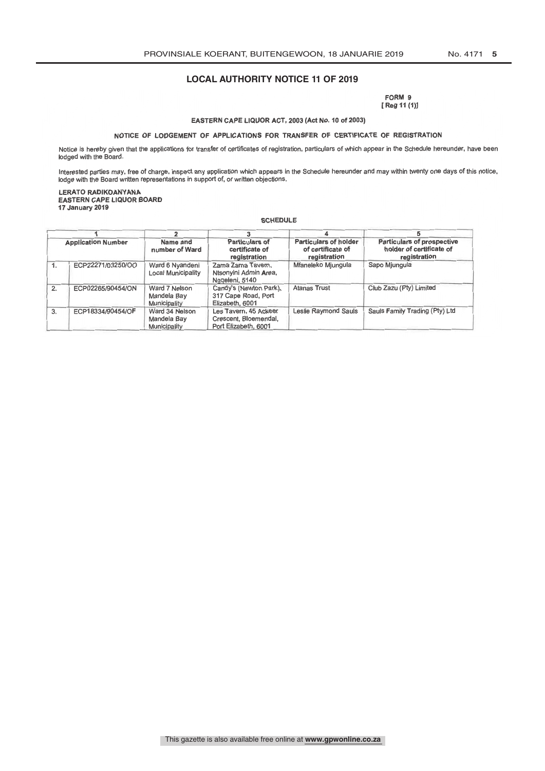## LOCAL AUTHORITY NOTICE 11 OF 2019

FORM 9
[ Reg 11 (1)]

**EASTERN CAPE LIQUOR ACT, 2003 (Act No. 10 of 2003)**

**NOTICE OF LODGEMENT OF APPLICATIONS FOR TRANSFER OF CERTIFICATE OF REGISTRATION**

Notice is hereby given that the applications for transfer of certificates of registration, particulars of which appear in the Schedule hereunder, have been lodged with the Board.

Interested parties may, free of charge, inspect any application which appears in the Schedule hereunder and may within twenty one days of this notice, lodge with the Board written representations in support of, or written objections.

**LERATO RADIKOANYANA**
**EASTERN CAPE LIQUOR BOARD**
**17 January 2019**

**SCHEDULE**

| | 1 | 2 | 3 | 4 | 5 |
|---|---|---|---|---|---|
| | Application Number | Name and number of Ward | Particulars of certificate of registration | Particulars of holder of certificate of registration | Particulars of prospective holder of certificate of registration |
| 1. | ECP22271/03250/OO | Ward 6 Nyandeni Local Municipality | Zama Zama Tavern, Ntsonyini Admin Area, Ngqeleni, 5140 | Mfaneleko Mjungula | Sapo Mjungula |
| 2. | ECP02265/90454/ON | Ward 7 Nelson Mandela Bay Municipality | Candy's (Newton Park), 317 Cape Road, Port Elizabeth, 6001 | Atanas Trust | Club Zazu (Pty) Limited |
| 3. | ECP18334/90454/OF | Ward 34 Nelson Mandela Bay Municipality | Les Tavern, 45 Ackeer Crescent, Bloemendal, Port Elizabeth, 6001 | Leslie Raymond Sauls | Sauls Family Trading (Pty) Ltd |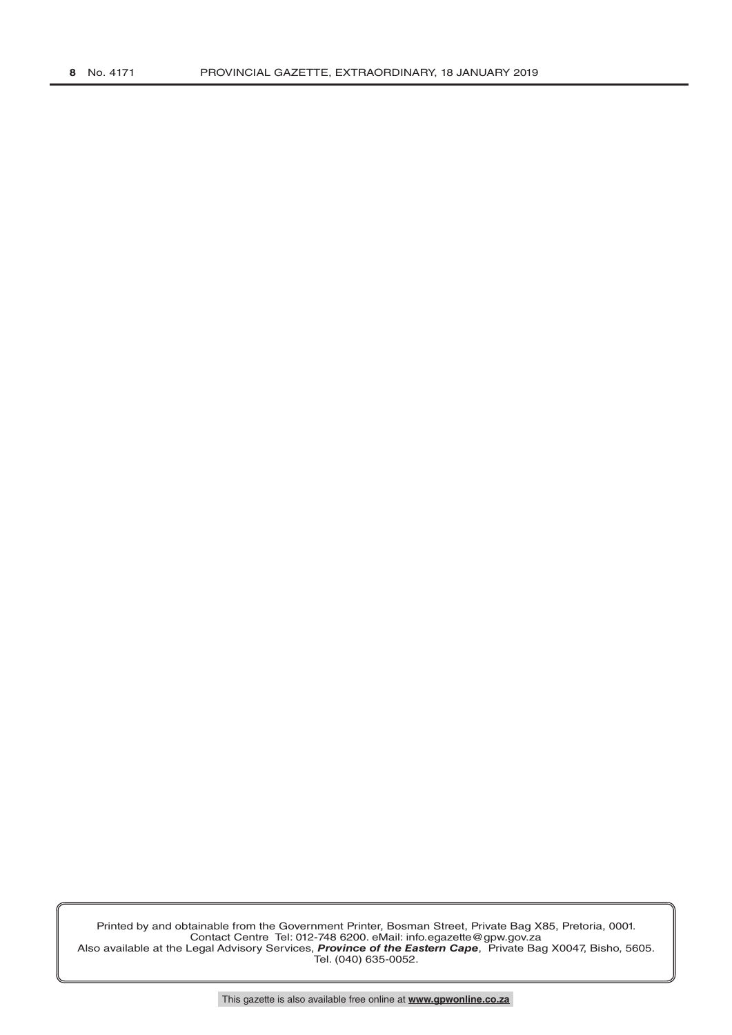Printed by and obtainable from the Government Printer, Bosman Street, Private Bag X85, Pretoria, 0001.
Contact Centre Tel: 012-748 6200. eMail: info.egazette@gpw.gov.za
Also available at the Legal Advisory Services, ***Province of the Eastern Cape***, Private Bag X0047, Bisho, 5605.
Tel. (040) 635-0052.

This gazette is also available free online at **www.gpwonline.co.za**